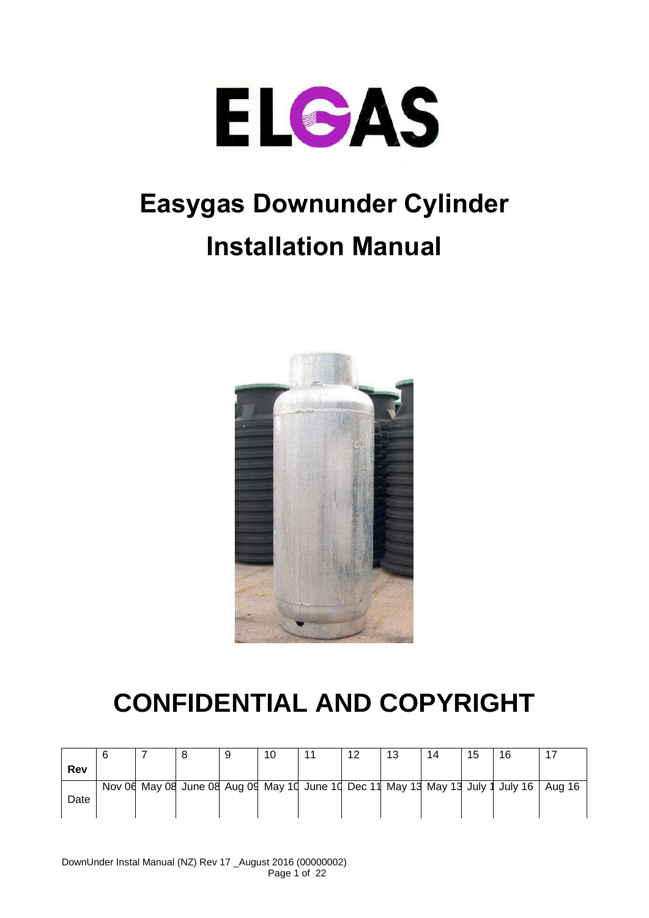ELGAS

# Easygas Downunder Cylinder Installation Manual

# CONFIDENTIAL AND COPYRIGHT

| Rev | 6 | 7 | 8 | 9 | 10 | 11 | 12 | 13 | 14 | 15 | 16 | 17 |
|---|---|---|---|---|---|---|---|---|---|---|---|---|
| Date | Nov 06 | May 08 | June 08 | Aug 09 | May 10 | June 10 | Dec 11 | May 13 | May 13 | July 1 | July 16 | Aug 16 |

DownUnder Instal Manual (NZ) Rev 17 _August 2016 (00000002)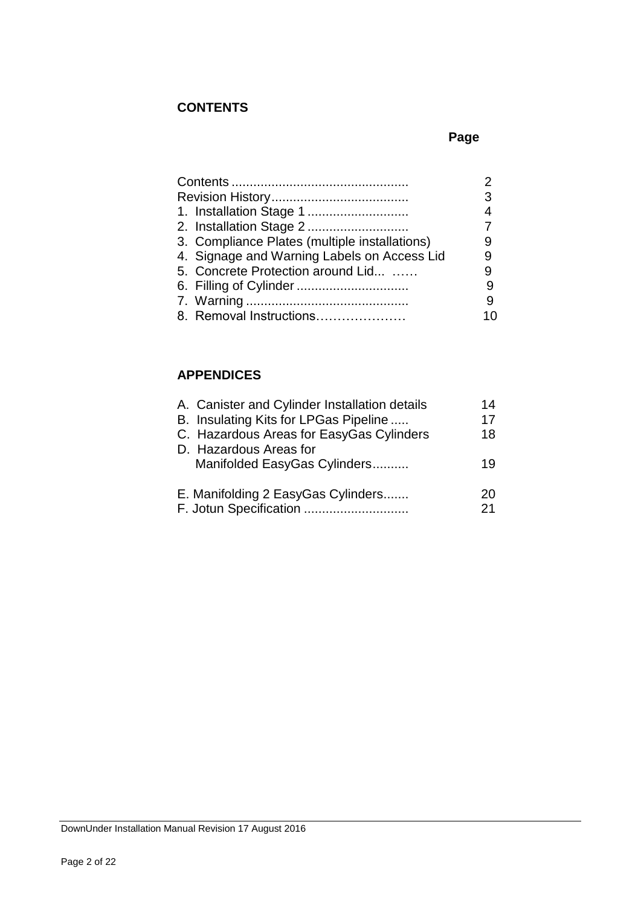## CONTENTS

| | Page |
|---|---|
| Contents ................................................ | 2 |
| Revision History...................................... | 3 |
| 1. Installation Stage 1 ............................ | 4 |
| 2. Installation Stage 2 ............................ | 7 |
| 3. Compliance Plates (multiple installations) | 9 |
| 4. Signage and Warning Labels on Access Lid | 9 |
| 5. Concrete Protection around Lid... …… | 9 |
| 6. Filling of Cylinder ............................... | 9 |
| 7. Warning ............................................. | 9 |
| 8. Removal Instructions………………… | 10 |

## APPENDICES

| | |
|---|---|
| A. Canister and Cylinder Installation details | 14 |
| B. Insulating Kits for LPGas Pipeline ..... | 17 |
| C. Hazardous Areas for EasyGas Cylinders | 18 |
| D. Hazardous Areas for Manifolded EasyGas Cylinders.......... | 19 |
| E. Manifolding 2 EasyGas Cylinders....... | 20 |
| F. Jotun Specification ............................ | 21 |

DownUnder Installation Manual Revision 17 August 2016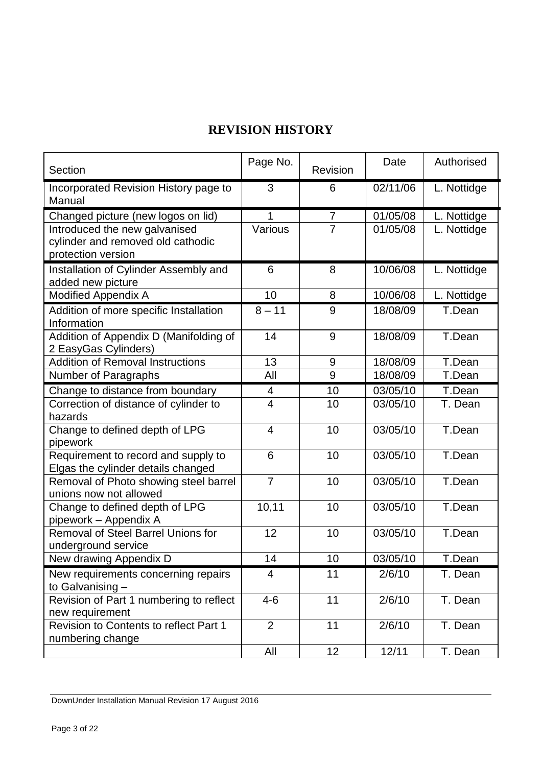# REVISION HISTORY

| Section | Page No. | Revision | Date | Authorised |
|---|---|---|---|---|
| Incorporated Revision History page to Manual | 3 | 6 | 02/11/06 | L. Nottidge |
| Changed picture (new logos on lid) | 1 | 7 | 01/05/08 | L. Nottidge |
| Introduced the new galvanised cylinder and removed old cathodic protection version | Various | 7 | 01/05/08 | L. Nottidge |
| Installation of Cylinder Assembly and added new picture | 6 | 8 | 10/06/08 | L. Nottidge |
| Modified Appendix A | 10 | 8 | 10/06/08 | L. Nottidge |
| Addition of more specific Installation Information | 8 – 11 | 9 | 18/08/09 | T.Dean |
| Addition of Appendix D (Manifolding of 2 EasyGas Cylinders) | 14 | 9 | 18/08/09 | T.Dean |
| Addition of Removal Instructions | 13 | 9 | 18/08/09 | T.Dean |
| Number of Paragraphs | All | 9 | 18/08/09 | T.Dean |
| Change to distance from boundary | 4 | 10 | 03/05/10 | T.Dean |
| Correction of distance of cylinder to hazards | 4 | 10 | 03/05/10 | T. Dean |
| Change to defined depth of LPG pipework | 4 | 10 | 03/05/10 | T.Dean |
| Requirement to record and supply to Elgas the cylinder details changed | 6 | 10 | 03/05/10 | T.Dean |
| Removal of Photo showing steel barrel unions now not allowed | 7 | 10 | 03/05/10 | T.Dean |
| Change to defined depth of LPG pipework – Appendix A | 10,11 | 10 | 03/05/10 | T.Dean |
| Removal of Steel Barrel Unions for underground service | 12 | 10 | 03/05/10 | T.Dean |
| New drawing Appendix D | 14 | 10 | 03/05/10 | T.Dean |
| New requirements concerning repairs to Galvanising – | 4 | 11 | 2/6/10 | T. Dean |
| Revision of Part 1 numbering to reflect new requirement | 4-6 | 11 | 2/6/10 | T. Dean |
| Revision to Contents to reflect Part 1 numbering change | 2 | 11 | 2/6/10 | T. Dean |
| | All | 12 | 12/11 | T. Dean |

DownUnder Installation Manual Revision 17 August 2016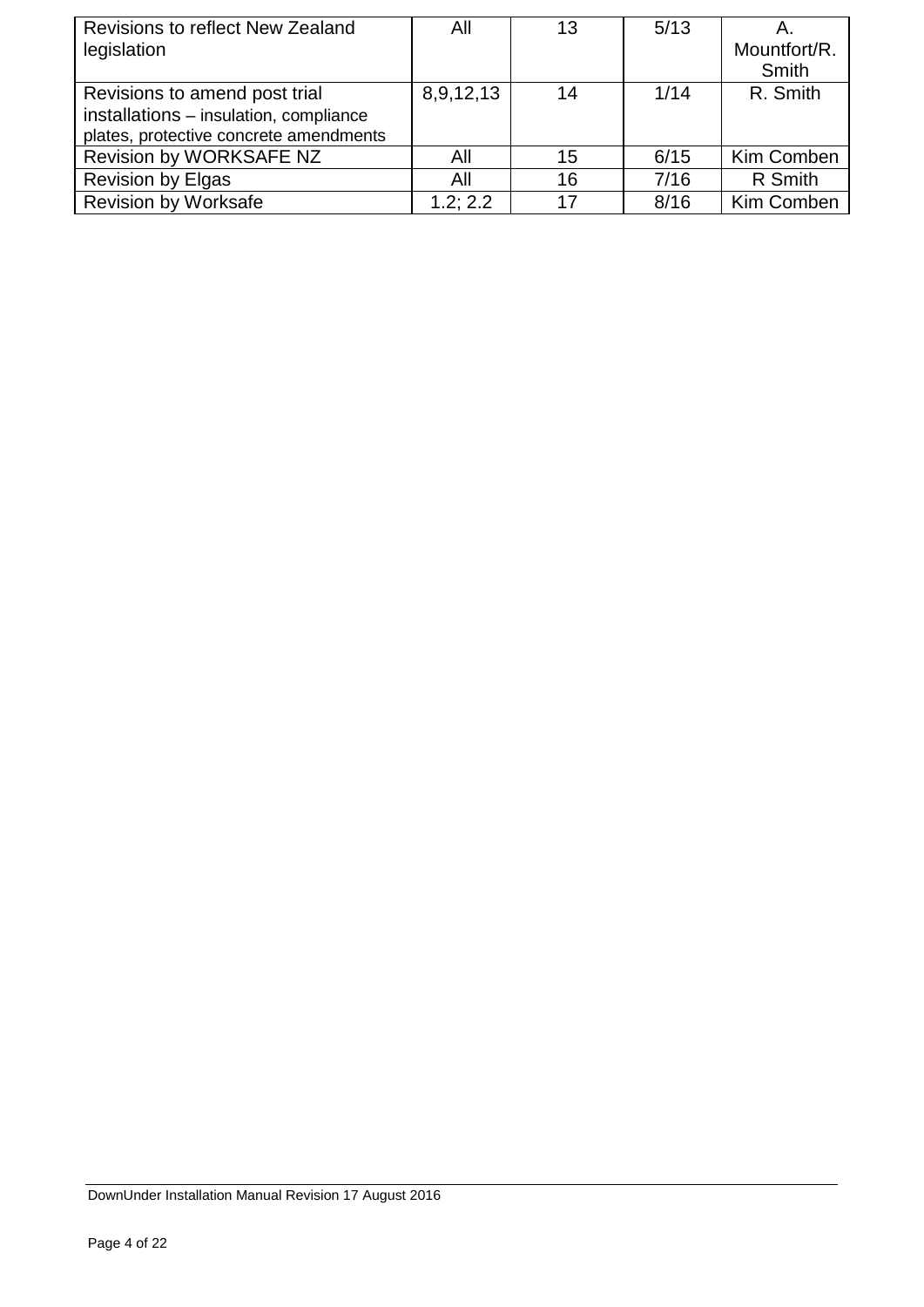| Revisions to reflect New Zealand legislation | All | 13 | 5/13 | A. Mountfort/R. Smith |
|---|---|---|---|---|
| Revisions to amend post trial installations – insulation, compliance plates, protective concrete amendments | 8,9,12,13 | 14 | 1/14 | R. Smith |
| Revision by WORKSAFE NZ | All | 15 | 6/15 | Kim Comben |
| Revision by Elgas | All | 16 | 7/16 | R Smith |
| Revision by Worksafe | 1.2; 2.2 | 17 | 8/16 | Kim Comben |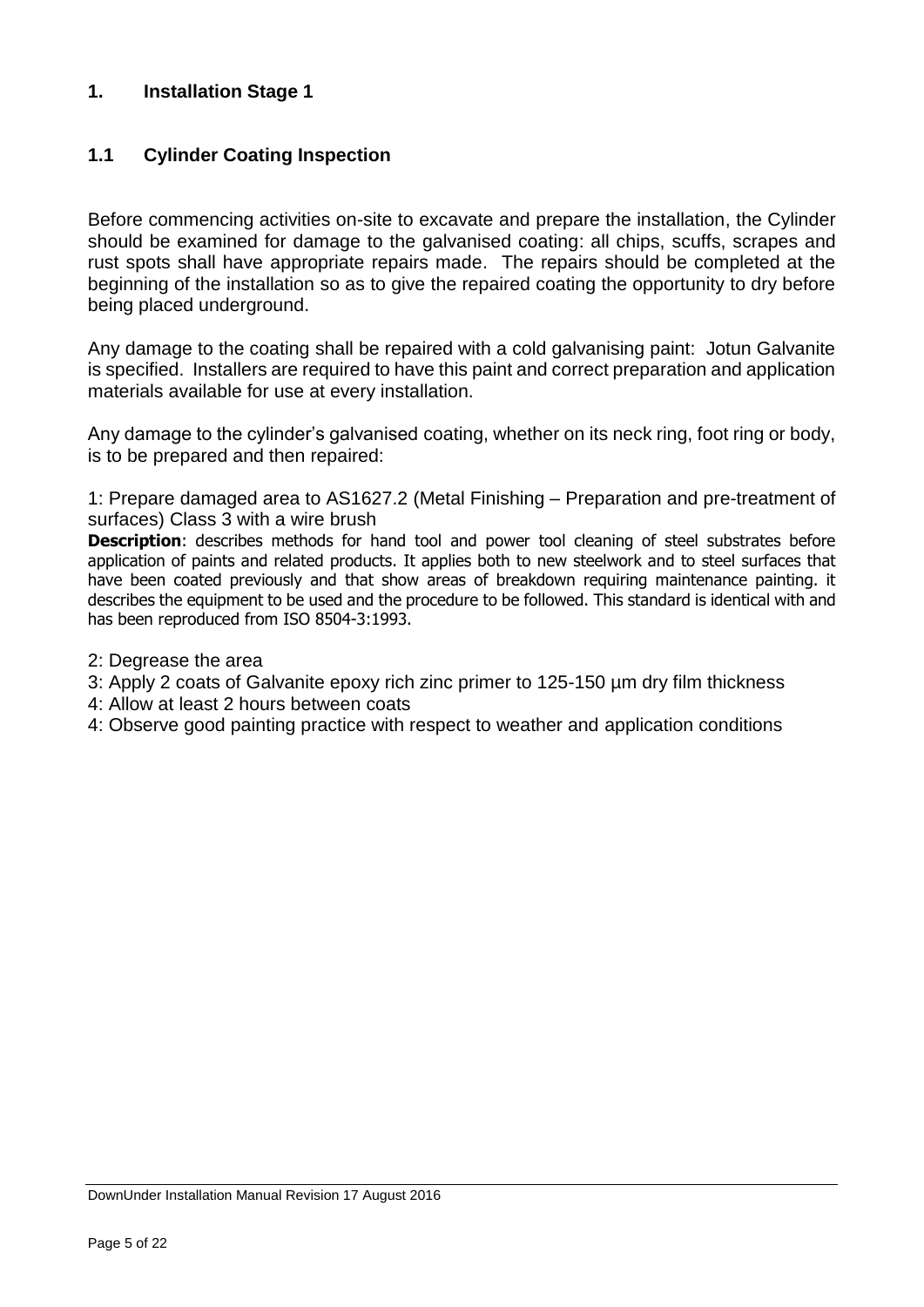# 1. Installation Stage 1

## 1.1 Cylinder Coating Inspection

Before commencing activities on-site to excavate and prepare the installation, the Cylinder should be examined for damage to the galvanised coating: all chips, scuffs, scrapes and rust spots shall have appropriate repairs made. The repairs should be completed at the beginning of the installation so as to give the repaired coating the opportunity to dry before being placed underground.

Any damage to the coating shall be repaired with a cold galvanising paint: Jotun Galvanite is specified. Installers are required to have this paint and correct preparation and application materials available for use at every installation.

Any damage to the cylinder's galvanised coating, whether on its neck ring, foot ring or body, is to be prepared and then repaired:

1: Prepare damaged area to AS1627.2 (Metal Finishing – Preparation and pre-treatment of surfaces) Class 3 with a wire brush

**Description**: describes methods for hand tool and power tool cleaning of steel substrates before application of paints and related products. It applies both to new steelwork and to steel surfaces that have been coated previously and that show areas of breakdown requiring maintenance painting. it describes the equipment to be used and the procedure to be followed. This standard is identical with and has been reproduced from ISO 8504-3:1993.

2: Degrease the area

3: Apply 2 coats of Galvanite epoxy rich zinc primer to 125-150 µm dry film thickness

4: Allow at least 2 hours between coats

4: Observe good painting practice with respect to weather and application conditions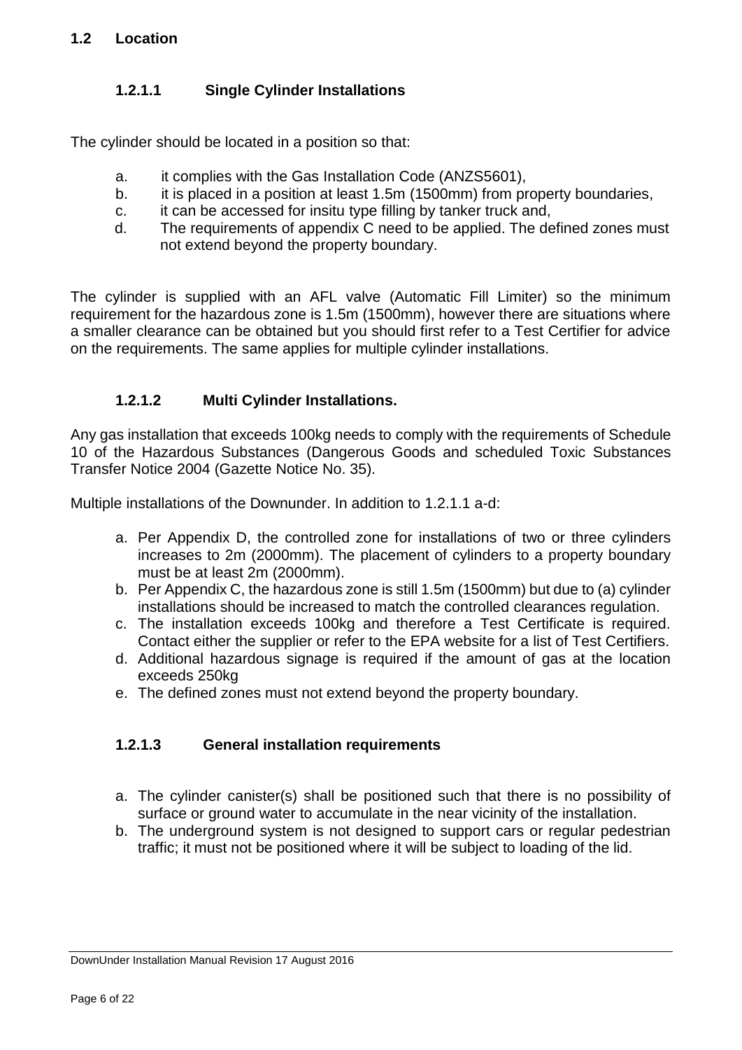## 1.2 Location

### 1.2.1.1 Single Cylinder Installations

The cylinder should be located in a position so that:

a. it complies with the Gas Installation Code (ANZS5601),
b. it is placed in a position at least 1.5m (1500mm) from property boundaries,
c. it can be accessed for insitu type filling by tanker truck and,
d. The requirements of appendix C need to be applied. The defined zones must not extend beyond the property boundary.

The cylinder is supplied with an AFL valve (Automatic Fill Limiter) so the minimum requirement for the hazardous zone is 1.5m (1500mm), however there are situations where a smaller clearance can be obtained but you should first refer to a Test Certifier for advice on the requirements. The same applies for multiple cylinder installations.

### 1.2.1.2 Multi Cylinder Installations.

Any gas installation that exceeds 100kg needs to comply with the requirements of Schedule 10 of the Hazardous Substances (Dangerous Goods and scheduled Toxic Substances Transfer Notice 2004 (Gazette Notice No. 35).

Multiple installations of the Downunder. In addition to 1.2.1.1 a-d:

a. Per Appendix D, the controlled zone for installations of two or three cylinders increases to 2m (2000mm). The placement of cylinders to a property boundary must be at least 2m (2000mm).
b. Per Appendix C, the hazardous zone is still 1.5m (1500mm) but due to (a) cylinder installations should be increased to match the controlled clearances regulation.
c. The installation exceeds 100kg and therefore a Test Certificate is required. Contact either the supplier or refer to the EPA website for a list of Test Certifiers.
d. Additional hazardous signage is required if the amount of gas at the location exceeds 250kg
e. The defined zones must not extend beyond the property boundary.

### 1.2.1.3 General installation requirements

a. The cylinder canister(s) shall be positioned such that there is no possibility of surface or ground water to accumulate in the near vicinity of the installation.
b. The underground system is not designed to support cars or regular pedestrian traffic; it must not be positioned where it will be subject to loading of the lid.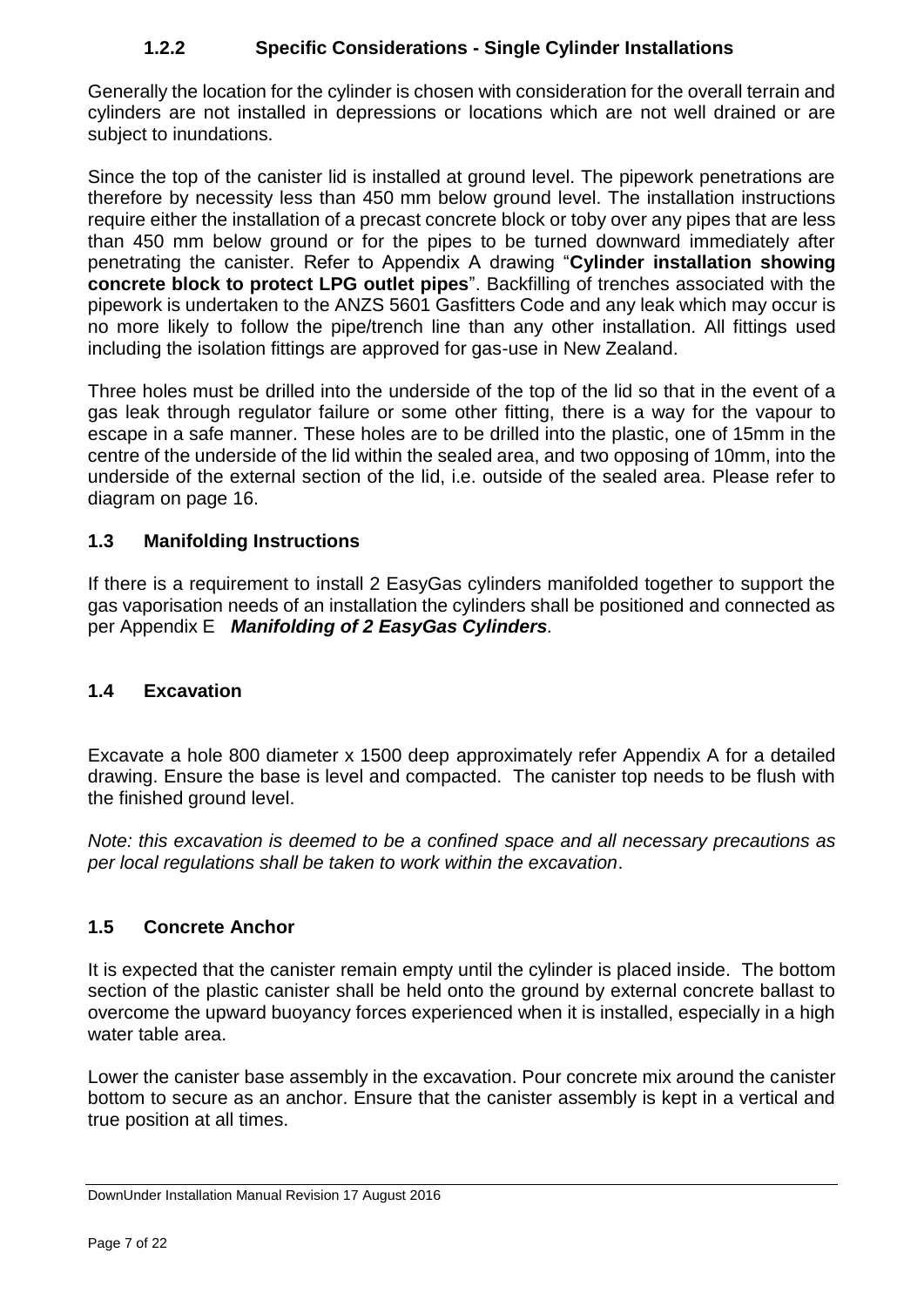### 1.2.2 Specific Considerations - Single Cylinder Installations

Generally the location for the cylinder is chosen with consideration for the overall terrain and cylinders are not installed in depressions or locations which are not well drained or are subject to inundations.

Since the top of the canister lid is installed at ground level. The pipework penetrations are therefore by necessity less than 450 mm below ground level. The installation instructions require either the installation of a precast concrete block or toby over any pipes that are less than 450 mm below ground or for the pipes to be turned downward immediately after penetrating the canister. Refer to Appendix A drawing "**Cylinder installation showing concrete block to protect LPG outlet pipes**". Backfilling of trenches associated with the pipework is undertaken to the ANZS 5601 Gasfitters Code and any leak which may occur is no more likely to follow the pipe/trench line than any other installation. All fittings used including the isolation fittings are approved for gas-use in New Zealand.

Three holes must be drilled into the underside of the top of the lid so that in the event of a gas leak through regulator failure or some other fitting, there is a way for the vapour to escape in a safe manner. These holes are to be drilled into the plastic, one of 15mm in the centre of the underside of the lid within the sealed area, and two opposing of 10mm, into the underside of the external section of the lid, i.e. outside of the sealed area. Please refer to diagram on page 16.

## 1.3 Manifolding Instructions

If there is a requirement to install 2 EasyGas cylinders manifolded together to support the gas vaporisation needs of an installation the cylinders shall be positioned and connected as per Appendix E ***Manifolding of 2 EasyGas Cylinders***.

## 1.4 Excavation

Excavate a hole 800 diameter x 1500 deep approximately refer Appendix A for a detailed drawing. Ensure the base is level and compacted. The canister top needs to be flush with the finished ground level.

*Note: this excavation is deemed to be a confined space and all necessary precautions as per local regulations shall be taken to work within the excavation*.

## 1.5 Concrete Anchor

It is expected that the canister remain empty until the cylinder is placed inside. The bottom section of the plastic canister shall be held onto the ground by external concrete ballast to overcome the upward buoyancy forces experienced when it is installed, especially in a high water table area.

Lower the canister base assembly in the excavation. Pour concrete mix around the canister bottom to secure as an anchor. Ensure that the canister assembly is kept in a vertical and true position at all times.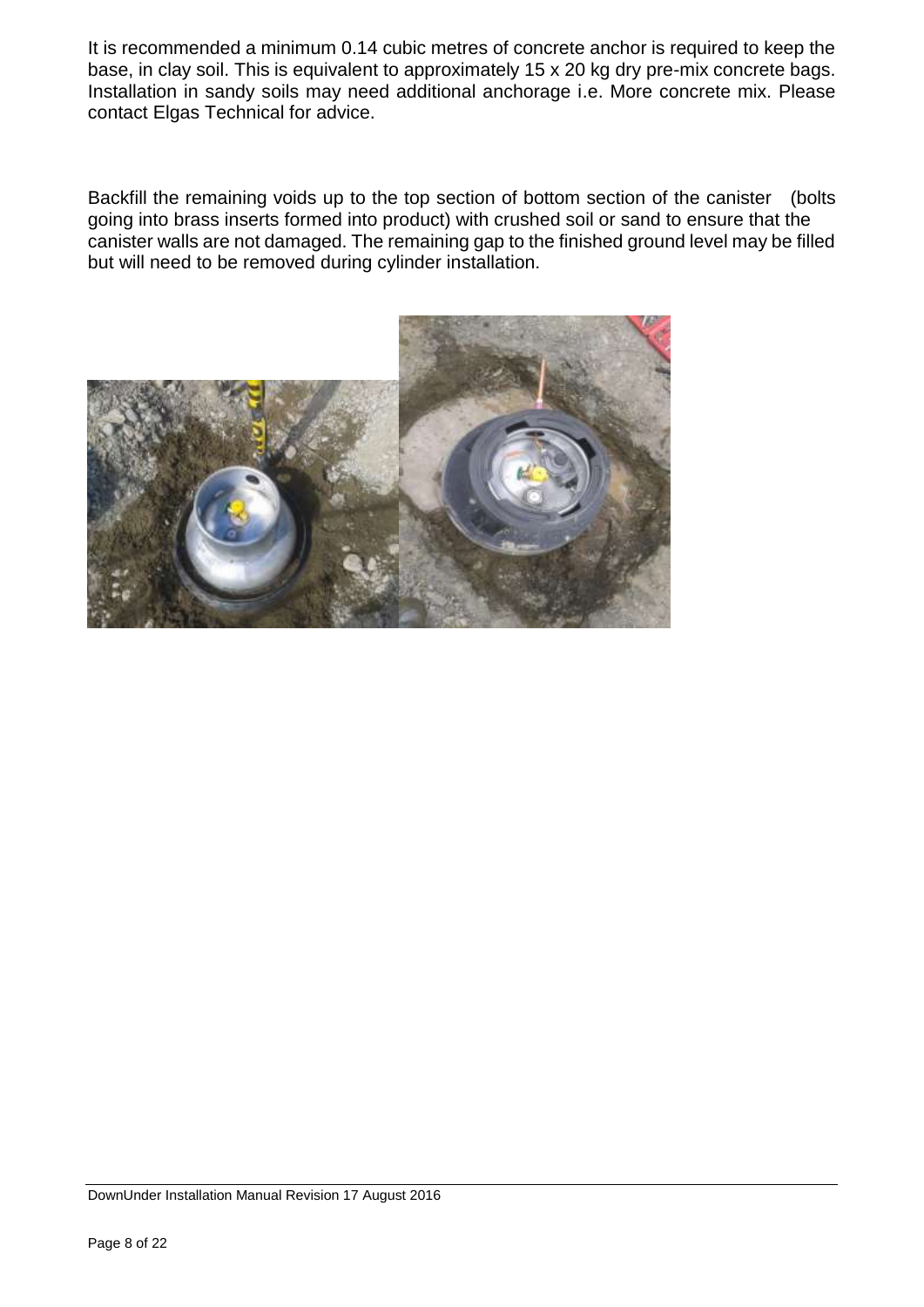It is recommended a minimum 0.14 cubic metres of concrete anchor is required to keep the base, in clay soil. This is equivalent to approximately 15 x 20 kg dry pre-mix concrete bags. Installation in sandy soils may need additional anchorage i.e. More concrete mix. Please contact Elgas Technical for advice.

Backfill the remaining voids up to the top section of bottom section of the canister (bolts going into brass inserts formed into product) with crushed soil or sand to ensure that the canister walls are not damaged. The remaining gap to the finished ground level may be filled but will need to be removed during cylinder installation.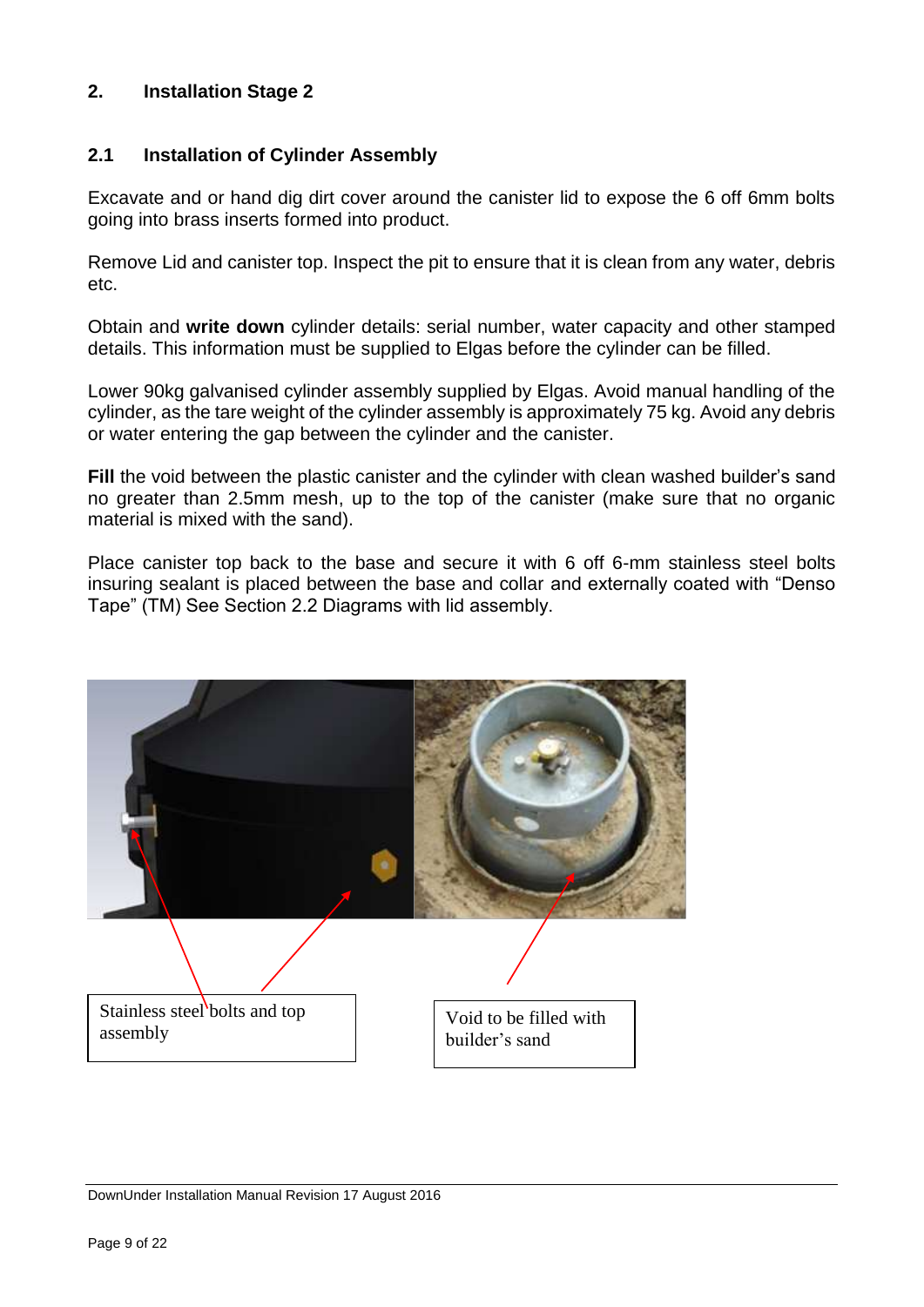## 2. Installation Stage 2

### 2.1 Installation of Cylinder Assembly

Excavate and or hand dig dirt cover around the canister lid to expose the 6 off 6mm bolts going into brass inserts formed into product.

Remove Lid and canister top. Inspect the pit to ensure that it is clean from any water, debris etc.

Obtain and **write down** cylinder details: serial number, water capacity and other stamped details. This information must be supplied to Elgas before the cylinder can be filled.

Lower 90kg galvanised cylinder assembly supplied by Elgas. Avoid manual handling of the cylinder, as the tare weight of the cylinder assembly is approximately 75 kg. Avoid any debris or water entering the gap between the cylinder and the canister.

**Fill** the void between the plastic canister and the cylinder with clean washed builder's sand no greater than 2.5mm mesh, up to the top of the canister (make sure that no organic material is mixed with the sand).

Place canister top back to the base and secure it with 6 off 6-mm stainless steel bolts insuring sealant is placed between the base and collar and externally coated with "Denso Tape" (TM) See Section 2.2 Diagrams with lid assembly.

Stainless steel bolts and top assembly

Void to be filled with builder's sand

DownUnder Installation Manual Revision 17 August 2016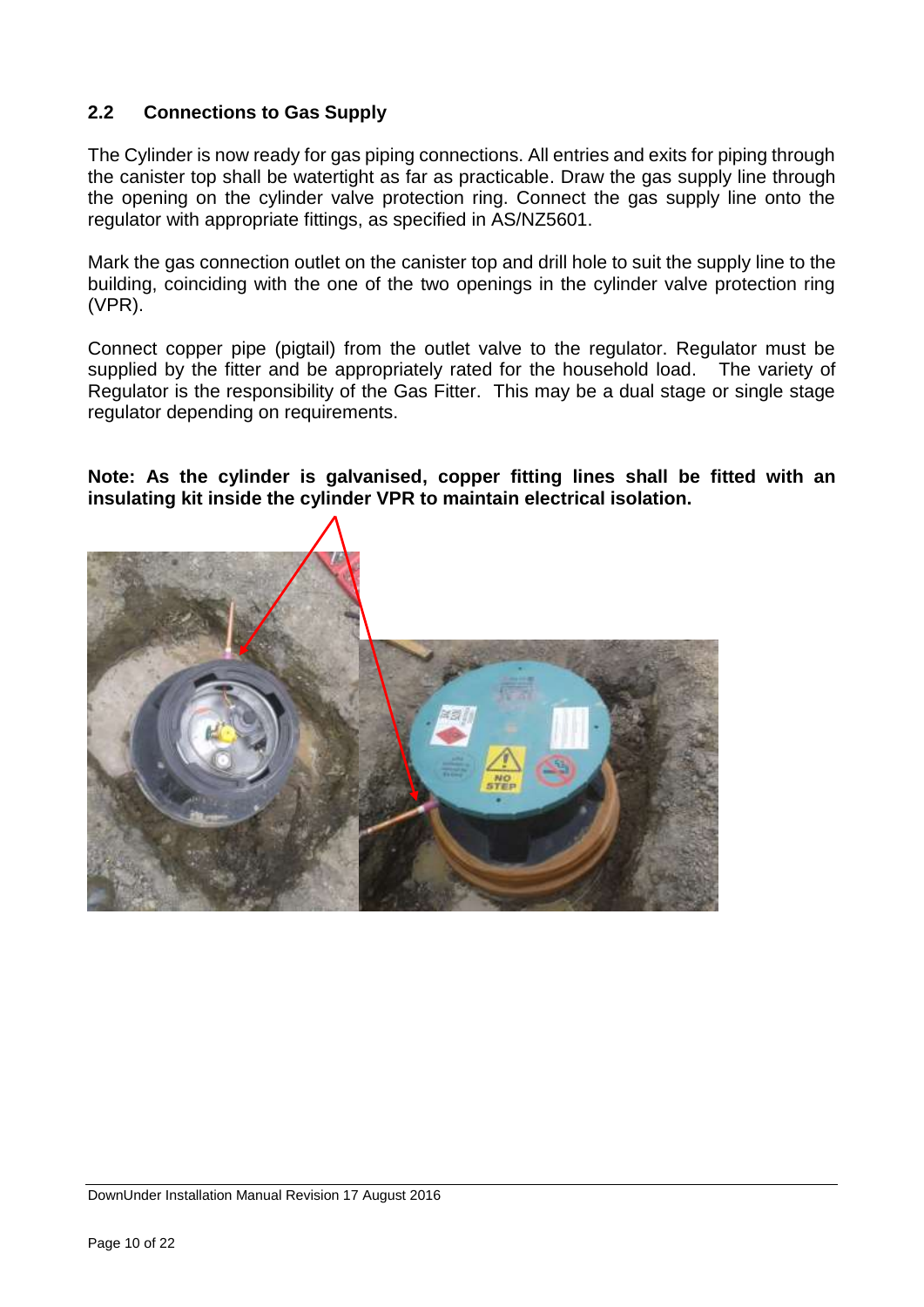## 2.2 Connections to Gas Supply

The Cylinder is now ready for gas piping connections. All entries and exits for piping through the canister top shall be watertight as far as practicable. Draw the gas supply line through the opening on the cylinder valve protection ring. Connect the gas supply line onto the regulator with appropriate fittings, as specified in AS/NZ5601.

Mark the gas connection outlet on the canister top and drill hole to suit the supply line to the building, coinciding with the one of the two openings in the cylinder valve protection ring (VPR).

Connect copper pipe (pigtail) from the outlet valve to the regulator. Regulator must be supplied by the fitter and be appropriately rated for the household load. The variety of Regulator is the responsibility of the Gas Fitter. This may be a dual stage or single stage regulator depending on requirements.

**Note: As the cylinder is galvanised, copper fitting lines shall be fitted with an insulating kit inside the cylinder VPR to maintain electrical isolation.**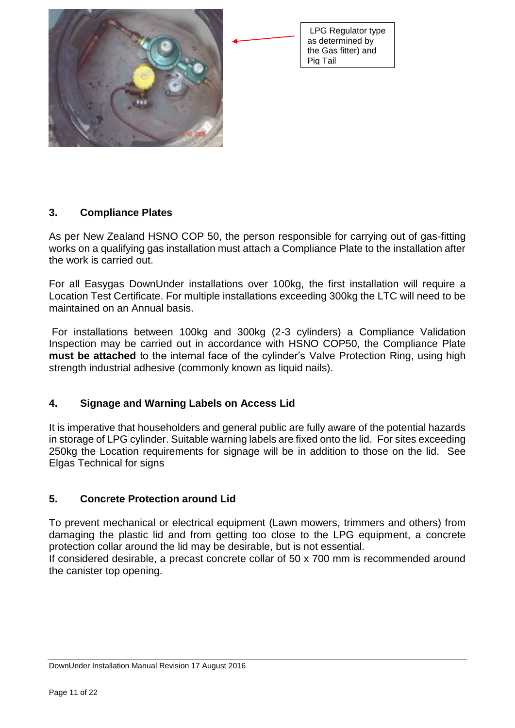LPG Regulator type as determined by the Gas fitter) and Pig Tail

## 3. Compliance Plates

As per New Zealand HSNO COP 50, the person responsible for carrying out of gas-fitting works on a qualifying gas installation must attach a Compliance Plate to the installation after the work is carried out.

For all Easygas DownUnder installations over 100kg, the first installation will require a Location Test Certificate. For multiple installations exceeding 300kg the LTC will need to be maintained on an Annual basis.

For installations between 100kg and 300kg (2-3 cylinders) a Compliance Validation Inspection may be carried out in accordance with HSNO COP50, the Compliance Plate **must be attached** to the internal face of the cylinder's Valve Protection Ring, using high strength industrial adhesive (commonly known as liquid nails).

## 4. Signage and Warning Labels on Access Lid

It is imperative that householders and general public are fully aware of the potential hazards in storage of LPG cylinder. Suitable warning labels are fixed onto the lid. For sites exceeding 250kg the Location requirements for signage will be in addition to those on the lid. See Elgas Technical for signs

## 5. Concrete Protection around Lid

To prevent mechanical or electrical equipment (Lawn mowers, trimmers and others) from damaging the plastic lid and from getting too close to the LPG equipment, a concrete protection collar around the lid may be desirable, but is not essential.
If considered desirable, a precast concrete collar of 50 x 700 mm is recommended around the canister top opening.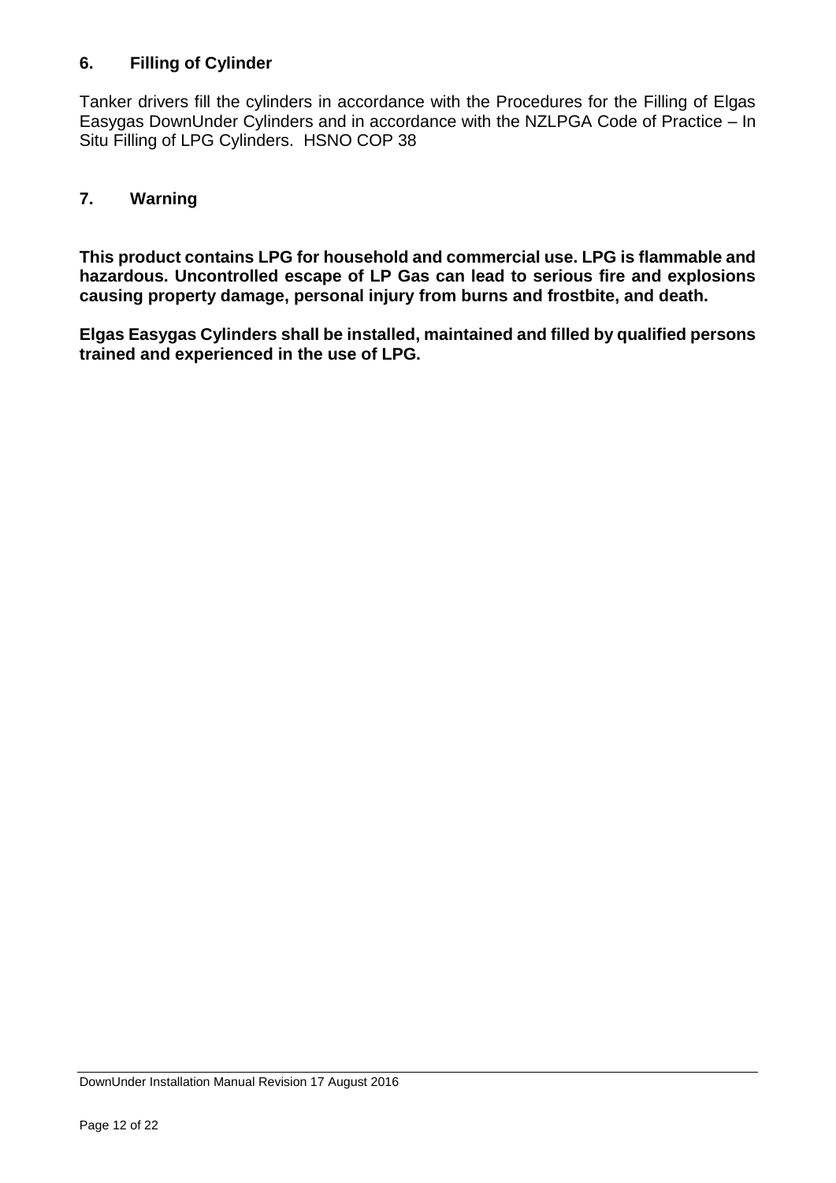## 6. Filling of Cylinder

Tanker drivers fill the cylinders in accordance with the Procedures for the Filling of Elgas Easygas DownUnder Cylinders and in accordance with the NZLPGA Code of Practice – In Situ Filling of LPG Cylinders. HSNO COP 38

## 7. Warning

**This product contains LPG for household and commercial use. LPG is flammable and hazardous. Uncontrolled escape of LP Gas can lead to serious fire and explosions causing property damage, personal injury from burns and frostbite, and death.**

**Elgas Easygas Cylinders shall be installed, maintained and filled by qualified persons trained and experienced in the use of LPG.**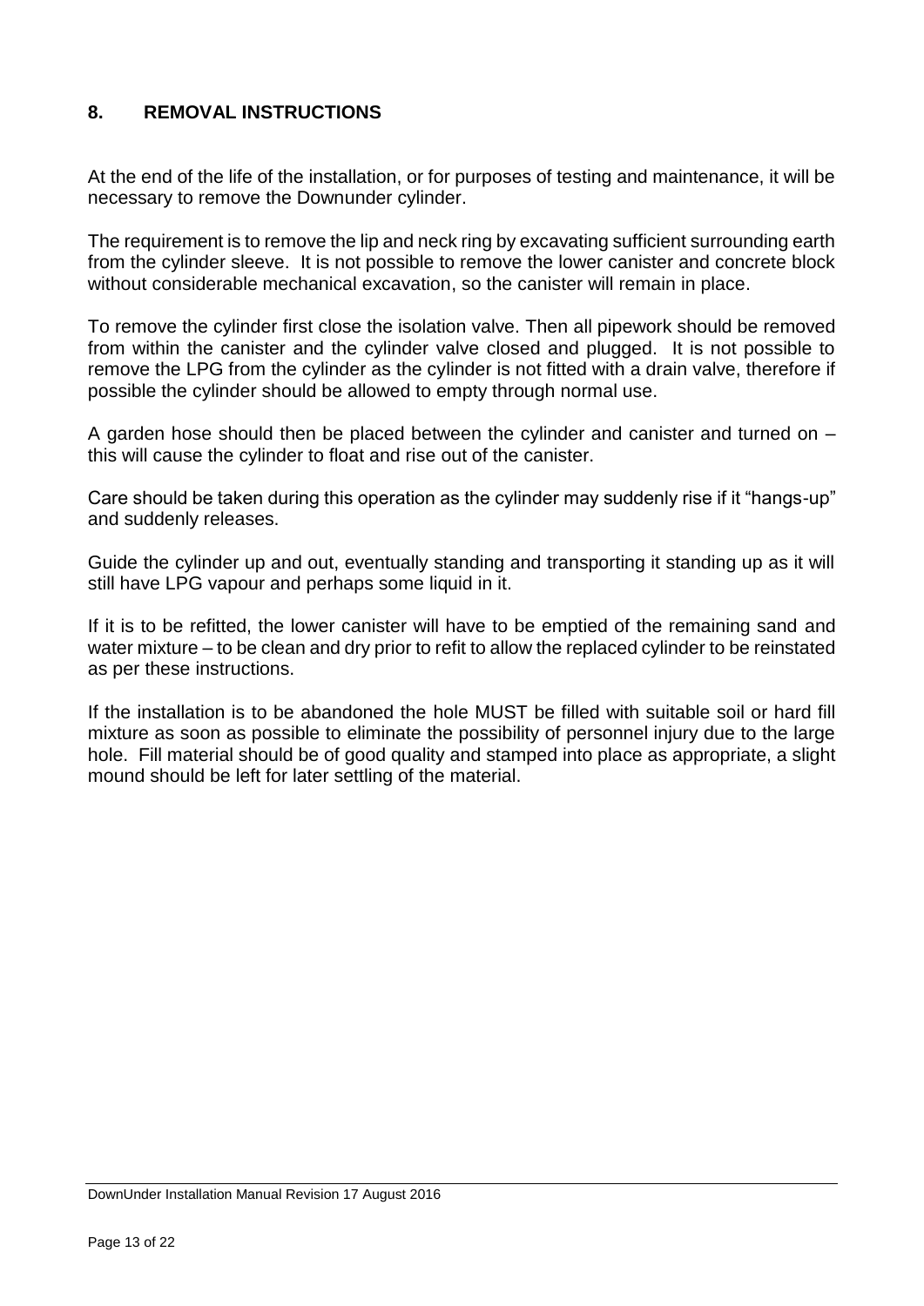## 8. REMOVAL INSTRUCTIONS

At the end of the life of the installation, or for purposes of testing and maintenance, it will be necessary to remove the Downunder cylinder.

The requirement is to remove the lip and neck ring by excavating sufficient surrounding earth from the cylinder sleeve. It is not possible to remove the lower canister and concrete block without considerable mechanical excavation, so the canister will remain in place.

To remove the cylinder first close the isolation valve. Then all pipework should be removed from within the canister and the cylinder valve closed and plugged. It is not possible to remove the LPG from the cylinder as the cylinder is not fitted with a drain valve, therefore if possible the cylinder should be allowed to empty through normal use.

A garden hose should then be placed between the cylinder and canister and turned on – this will cause the cylinder to float and rise out of the canister.

Care should be taken during this operation as the cylinder may suddenly rise if it "hangs-up" and suddenly releases.

Guide the cylinder up and out, eventually standing and transporting it standing up as it will still have LPG vapour and perhaps some liquid in it.

If it is to be refitted, the lower canister will have to be emptied of the remaining sand and water mixture – to be clean and dry prior to refit to allow the replaced cylinder to be reinstated as per these instructions.

If the installation is to be abandoned the hole MUST be filled with suitable soil or hard fill mixture as soon as possible to eliminate the possibility of personnel injury due to the large hole. Fill material should be of good quality and stamped into place as appropriate, a slight mound should be left for later settling of the material.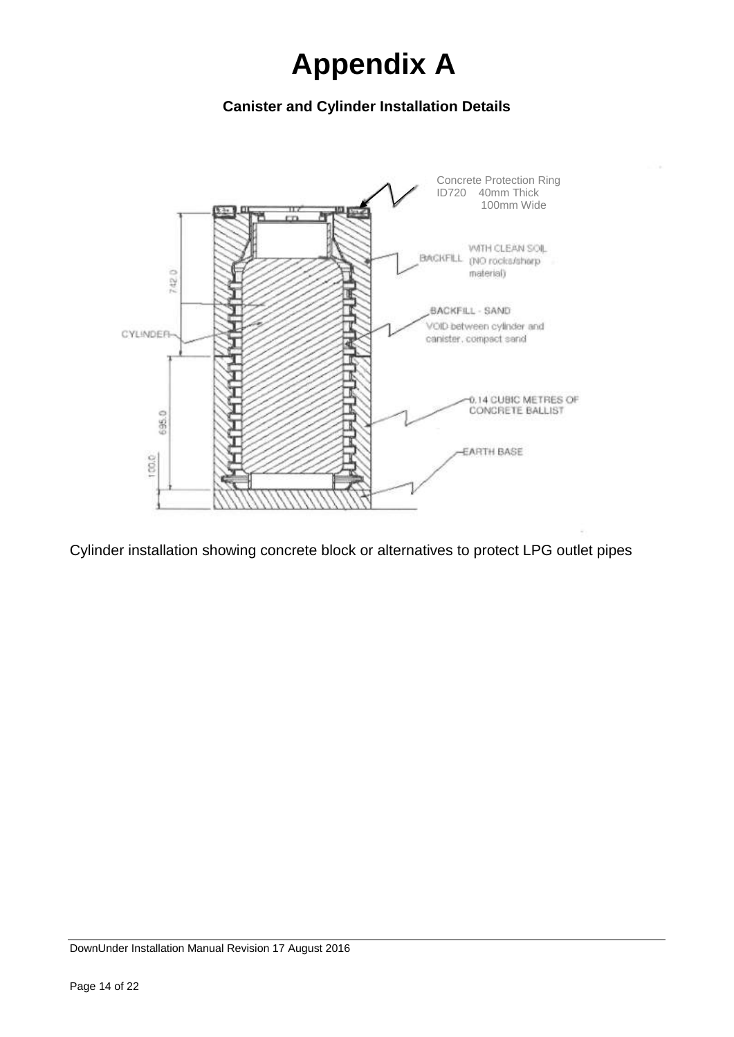# Appendix A

**Canister and Cylinder Installation Details**

Concrete Protection Ring
ID720 40mm Thick
100mm Wide

BACKFILL WITH CLEAN SOIL (NO rocks/sharp material)

BACKFILL - SAND
VOID between cylinder and canister, compact sand

CYLINDER

0.14 CUBIC METRES OF CONCRETE BALLIST

EARTH BASE

742.0

695.0

100.0

Cylinder installation showing concrete block or alternatives to protect LPG outlet pipes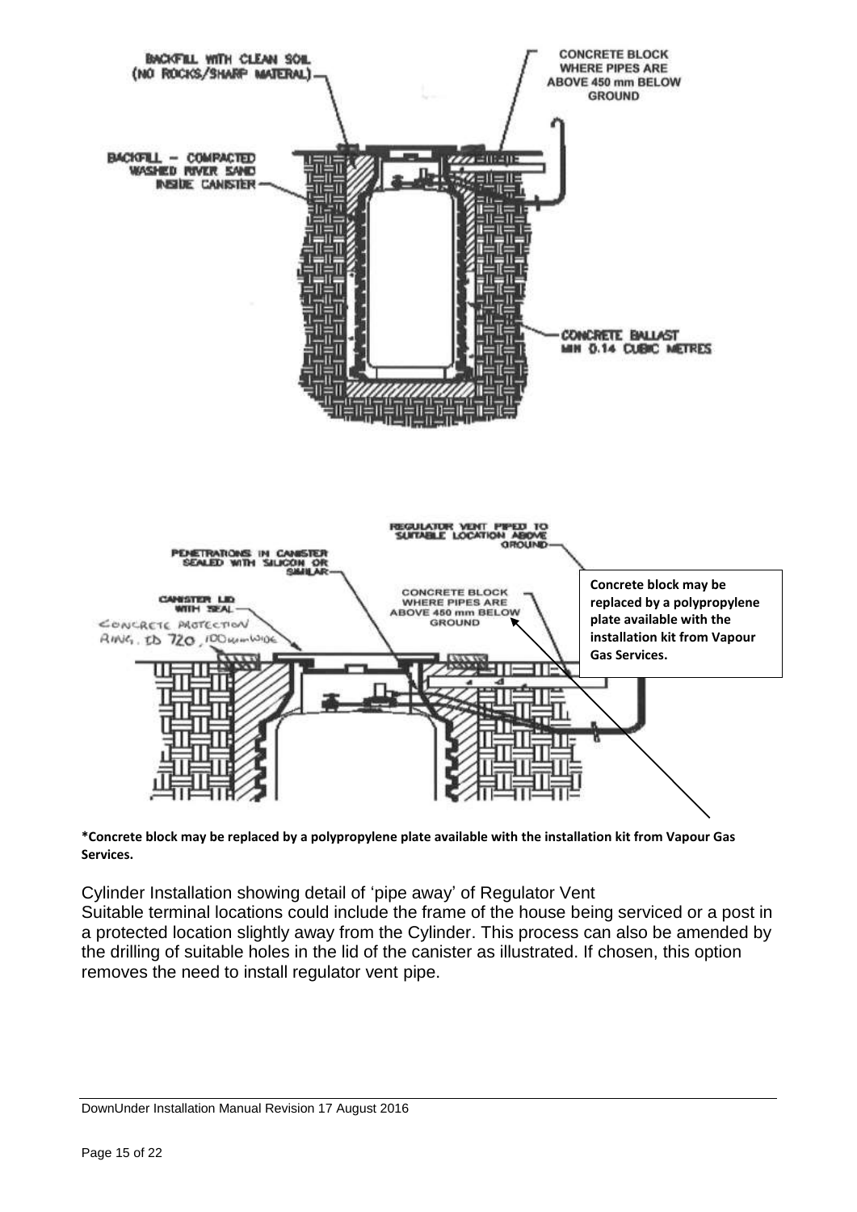BACKFILL WITH CLEAN SOIL (NO ROCKS/SHARP MATERIAL)

CONCRETE BLOCK WHERE PIPES ARE ABOVE 450 mm BELOW GROUND

BACKFILL – COMPACTED WASHED RIVER SAND INSIDE CANISTER

CONCRETE BALLAST MIN 0.14 CUBIC METRES

REGULATOR VENT PIPED TO SUITABLE LOCATION ABOVE GROUND

PENETRATIONS IN CANISTER SEALED WITH SILICON OR SIMILAR

CANISTER LID WITH SEAL

CONCRETE PROTECTION RING, ID 720, 100mm WIDE

CONCRETE BLOCK WHERE PIPES ARE ABOVE 450 mm BELOW GROUND

**Concrete block may be replaced by a polypropylene plate available with the installation kit from Vapour Gas Services.**

**\*Concrete block may be replaced by a polypropylene plate available with the installation kit from Vapour Gas Services.**

Cylinder Installation showing detail of 'pipe away' of Regulator Vent

Suitable terminal locations could include the frame of the house being serviced or a post in a protected location slightly away from the Cylinder. This process can also be amended by the drilling of suitable holes in the lid of the canister as illustrated. If chosen, this option removes the need to install regulator vent pipe.

DownUnder Installation Manual Revision 17 August 2016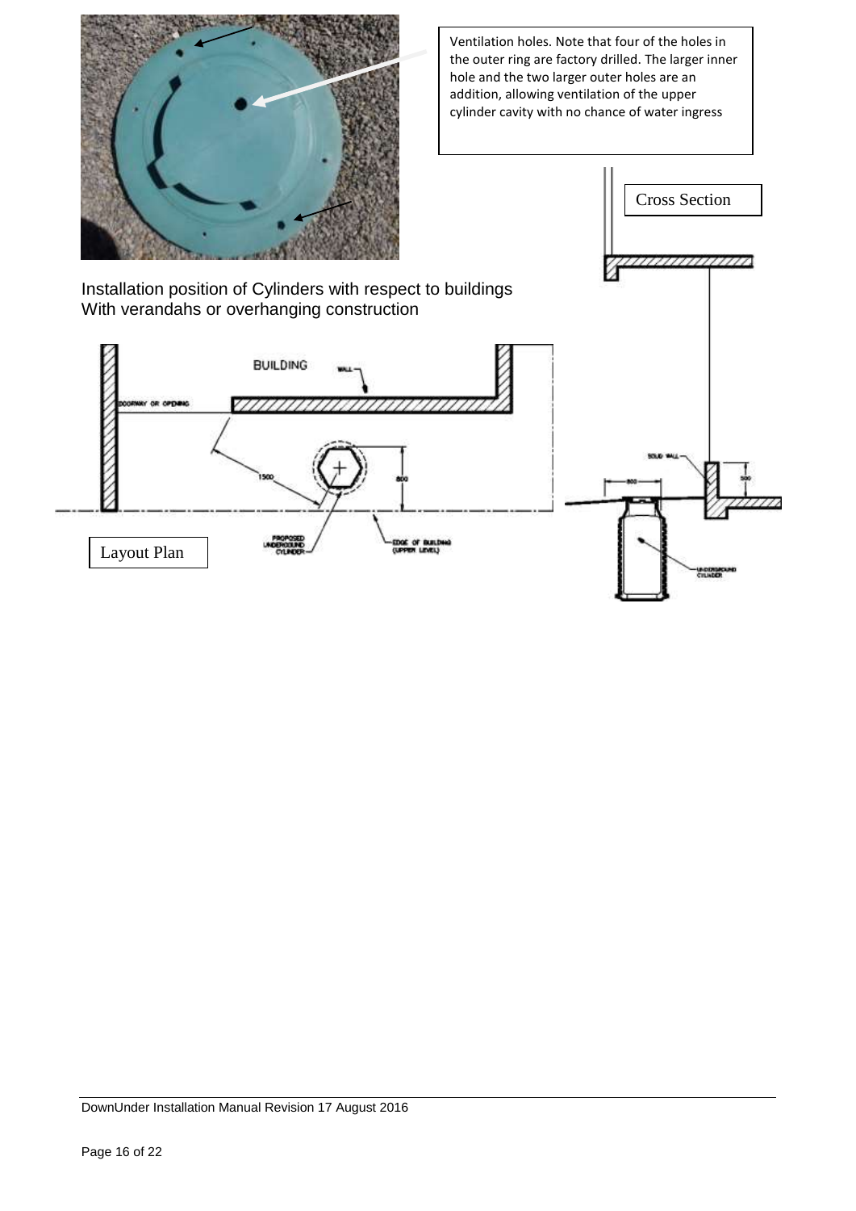Ventilation holes. Note that four of the holes in the outer ring are factory drilled. The larger inner hole and the two larger outer holes are an addition, allowing ventilation of the upper cylinder cavity with no chance of water ingress

Cross Section

Installation position of Cylinders with respect to buildings
With verandahs or overhanging construction

BUILDING

WALL

DOORWAY OR OPENING

1500

800

PROPOSED UNDERGROUND CYLINDER

EDGE OF BUILDING (UPPER LEVEL)

Layout Plan

SOLID WALL

800

500

UNDERGROUND CYLINDER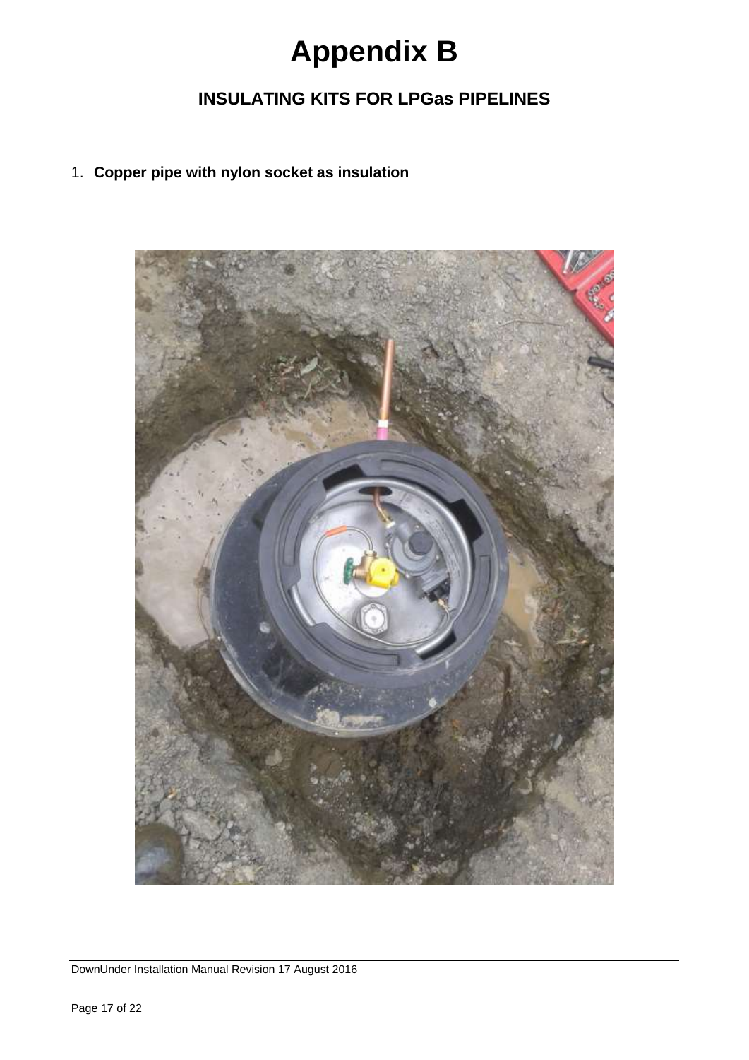# Appendix B

## INSULATING KITS FOR LPGas PIPELINES

1. **Copper pipe with nylon socket as insulation**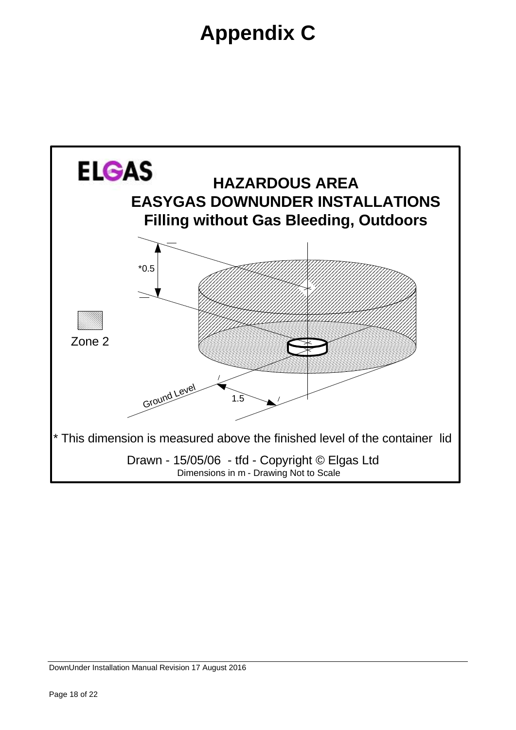# Appendix C

ELGAS

**HAZARDOUS AREA**
**EASYGAS DOWNUNDER INSTALLATIONS**
**Filling without Gas Bleeding, Outdoors**

*0.5

Zone 2

Ground Level

1.5

* This dimension is measured above the finished level of the container lid

Drawn - 15/05/06 - tfd - Copyright © Elgas Ltd

Dimensions in m - Drawing Not to Scale

DownUnder Installation Manual Revision 17 August 2016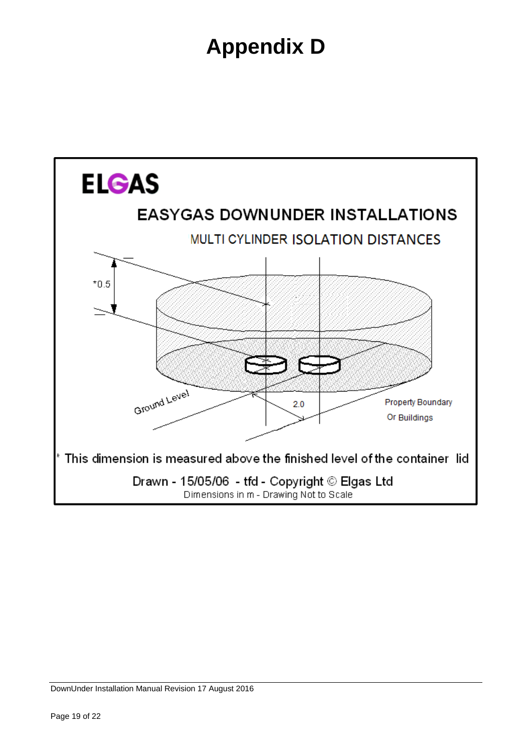# Appendix D

**ELGAS**

EASYGAS DOWNUNDER INSTALLATIONS

MULTI CYLINDER ISOLATION DISTANCES

*0.5

Ground Level

2.0

Property Boundary
Or Buildings

* This dimension is measured above the finished level of the container lid

Drawn - 15/05/06 - tfd - Copyright © Elgas Ltd

Dimensions in m - Drawing Not to Scale

DownUnder Installation Manual Revision 17 August 2016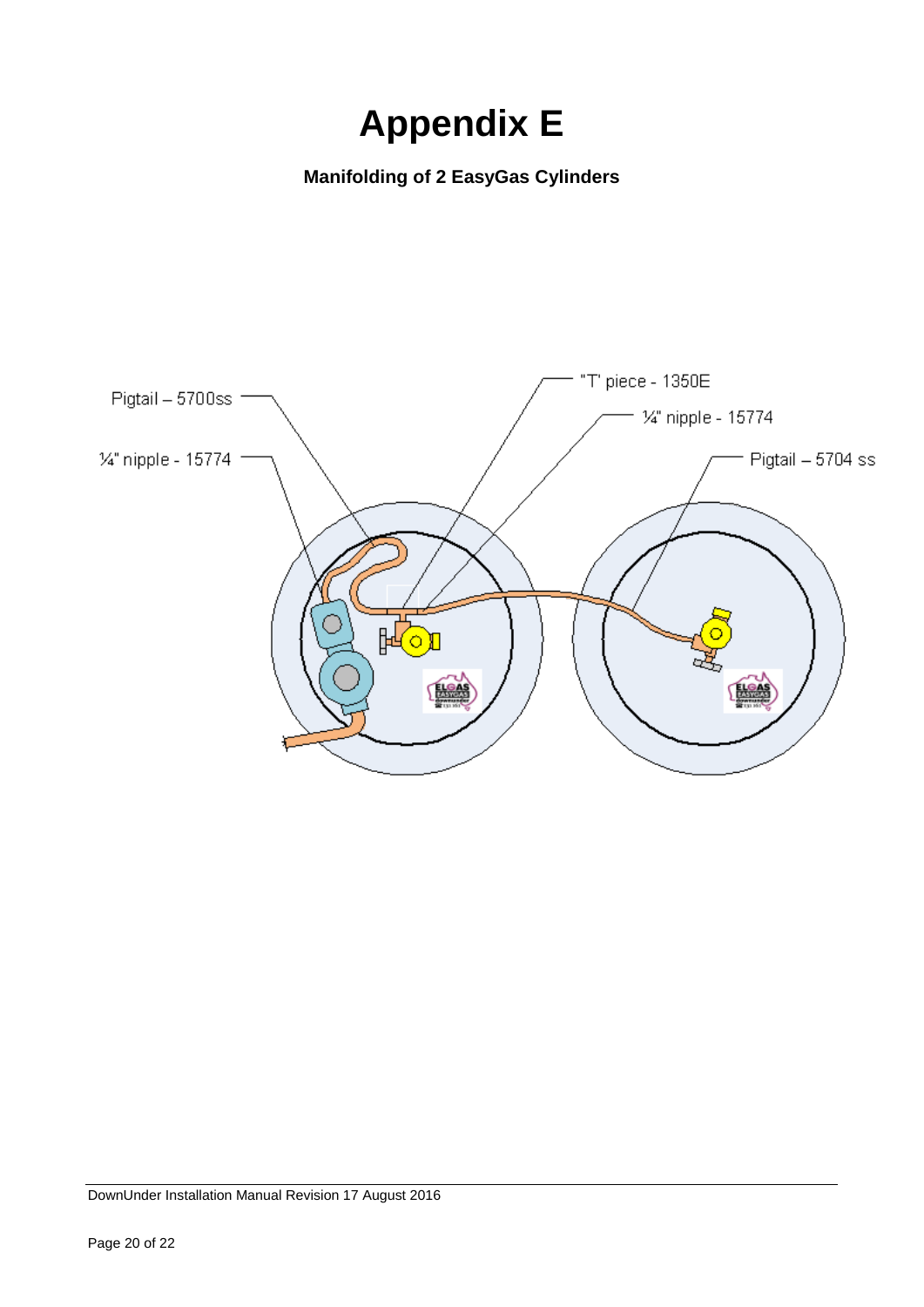# Appendix E

**Manifolding of 2 EasyGas Cylinders**

Pigtail – 5700ss

¼" nipple - 15774

"T' piece - 1350E

¼" nipple - 15774

Pigtail – 5704 ss

DownUnder Installation Manual Revision 17 August 2016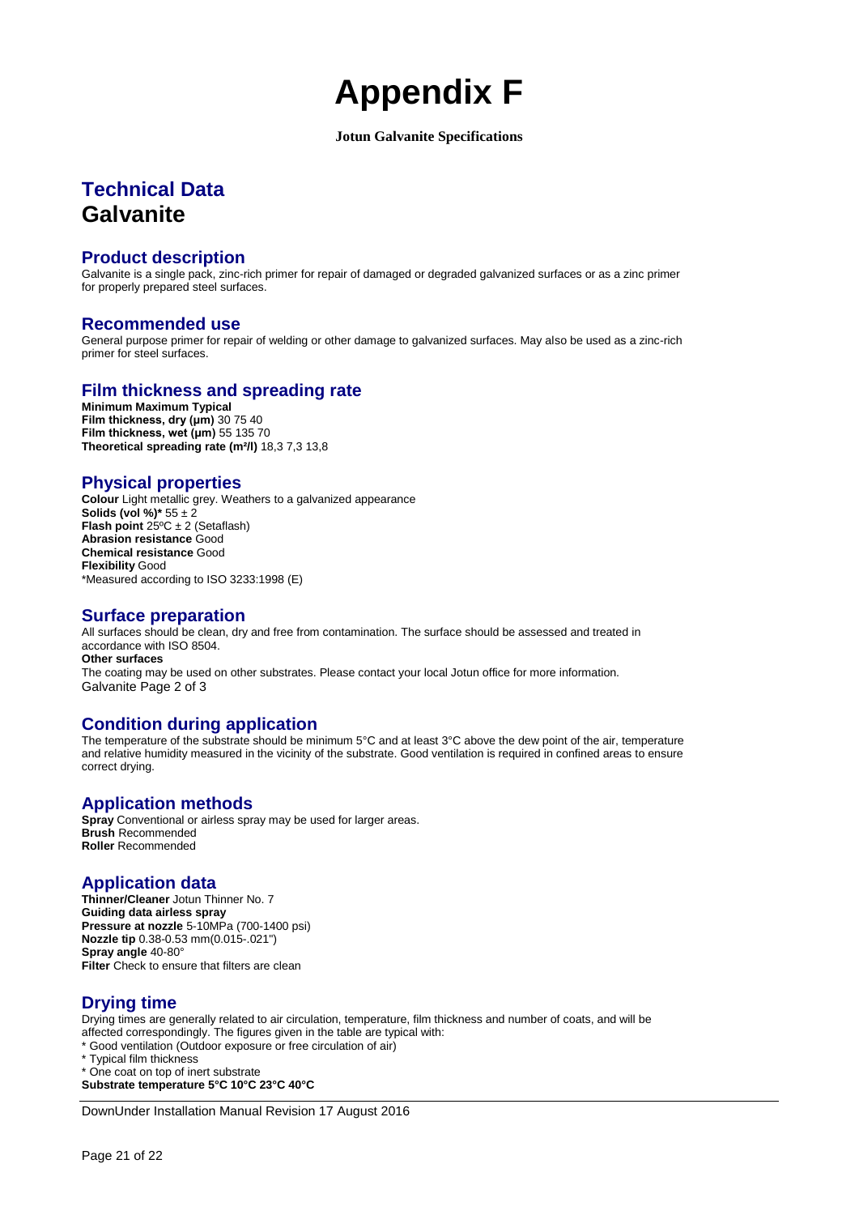# Appendix F

**Jotun Galvanite Specifications**

## Technical Data
## Galvanite

### Product description

Galvanite is a single pack, zinc-rich primer for repair of damaged or degraded galvanized surfaces or as a zinc primer for properly prepared steel surfaces.

### Recommended use

General purpose primer for repair of welding or other damage to galvanized surfaces. May also be used as a zinc-rich primer for steel surfaces.

### Film thickness and spreading rate

| | Minimum | Maximum | Typical |
|---|---|---|---|
| **Film thickness, dry (µm)** | 30 | 75 | 40 |
| **Film thickness, wet (µm)** | 55 | 135 | 70 |
| **Theoretical spreading rate (m²/l)** | 18,3 | 7,3 | 13,8 |

### Physical properties

**Colour** Light metallic grey. Weathers to a galvanized appearance
**Solids (vol %)*** 55 ± 2
**Flash point** 25ºC ± 2 (Setaflash)
**Abrasion resistance** Good
**Chemical resistance** Good
**Flexibility** Good
*Measured according to ISO 3233:1998 (E)

### Surface preparation

All surfaces should be clean, dry and free from contamination. The surface should be assessed and treated in accordance with ISO 8504.
**Other surfaces**
The coating may be used on other substrates. Please contact your local Jotun office for more information.
Galvanite Page 2 of 3

### Condition during application

The temperature of the substrate should be minimum 5°C and at least 3°C above the dew point of the air, temperature and relative humidity measured in the vicinity of the substrate. Good ventilation is required in confined areas to ensure correct drying.

### Application methods

**Spray** Conventional or airless spray may be used for larger areas.
**Brush** Recommended
**Roller** Recommended

### Application data

**Thinner/Cleaner** Jotun Thinner No. 7
**Guiding data airless spray**
**Pressure at nozzle** 5-10MPa (700-1400 psi)
**Nozzle tip** 0.38-0.53 mm(0.015-.021")
**Spray angle** 40-80°
**Filter** Check to ensure that filters are clean

### Drying time

Drying times are generally related to air circulation, temperature, film thickness and number of coats, and will be affected correspondingly. The figures given in the table are typical with:
* Good ventilation (Outdoor exposure or free circulation of air)
* Typical film thickness
* One coat on top of inert substrate

**Substrate temperature 5°C 10°C 23°C 40°C**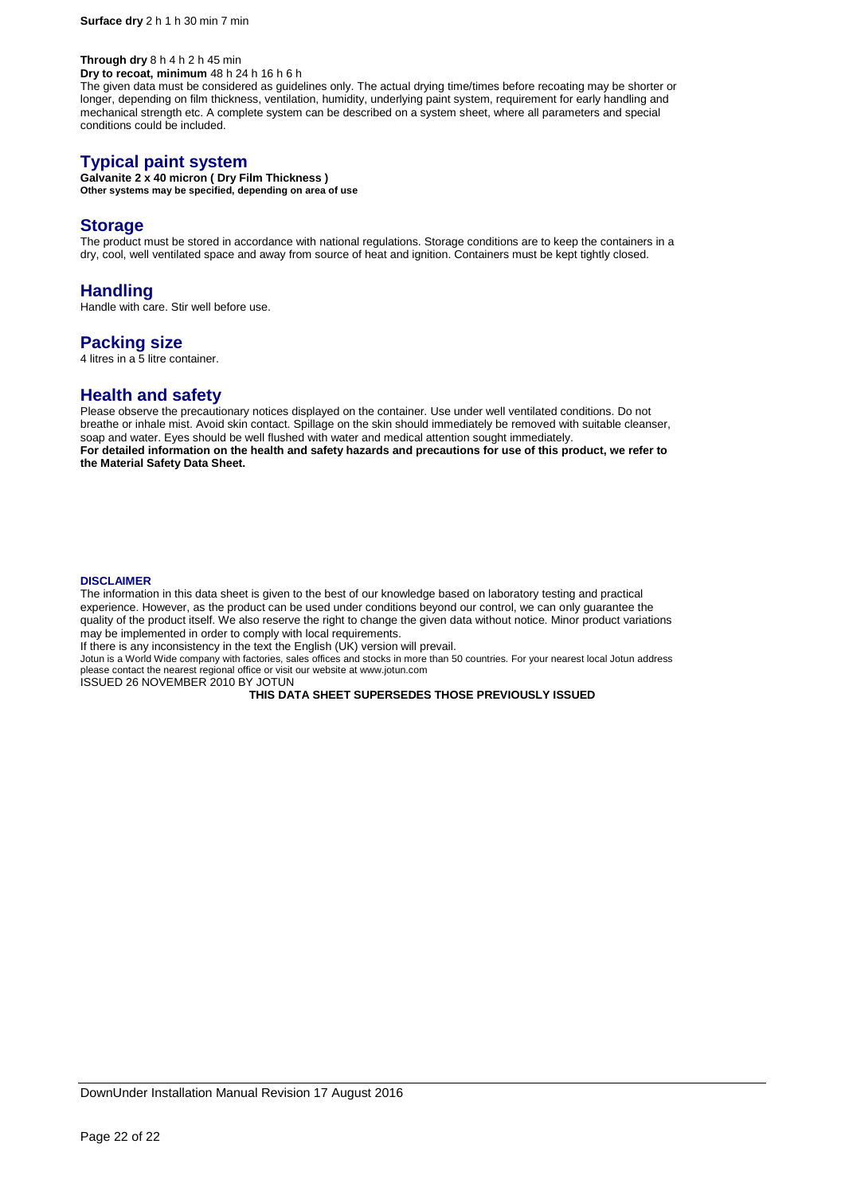**Surface dry** 2 h 1 h 30 min 7 min

**Through dry** 8 h 4 h 2 h 45 min

**Dry to recoat, minimum** 48 h 24 h 16 h 6 h

The given data must be considered as guidelines only. The actual drying time/times before recoating may be shorter or longer, depending on film thickness, ventilation, humidity, underlying paint system, requirement for early handling and mechanical strength etc. A complete system can be described on a system sheet, where all parameters and special conditions could be included.

## Typical paint system

**Galvanite 2 x 40 micron ( Dry Film Thickness )**

**Other systems may be specified, depending on area of use**

## Storage

The product must be stored in accordance with national regulations. Storage conditions are to keep the containers in a dry, cool, well ventilated space and away from source of heat and ignition. Containers must be kept tightly closed.

## Handling

Handle with care. Stir well before use.

## Packing size

4 litres in a 5 litre container.

## Health and safety

Please observe the precautionary notices displayed on the container. Use under well ventilated conditions. Do not breathe or inhale mist. Avoid skin contact. Spillage on the skin should immediately be removed with suitable cleanser, soap and water. Eyes should be well flushed with water and medical attention sought immediately.

**For detailed information on the health and safety hazards and precautions for use of this product, we refer to the Material Safety Data Sheet.**

**DISCLAIMER**

The information in this data sheet is given to the best of our knowledge based on laboratory testing and practical experience. However, as the product can be used under conditions beyond our control, we can only guarantee the quality of the product itself. We also reserve the right to change the given data without notice. Minor product variations may be implemented in order to comply with local requirements.

If there is any inconsistency in the text the English (UK) version will prevail.

Jotun is a World Wide company with factories, sales offices and stocks in more than 50 countries. For your nearest local Jotun address please contact the nearest regional office or visit our website at www.jotun.com

ISSUED 26 NOVEMBER 2010 BY JOTUN

**THIS DATA SHEET SUPERSEDES THOSE PREVIOUSLY ISSUED**